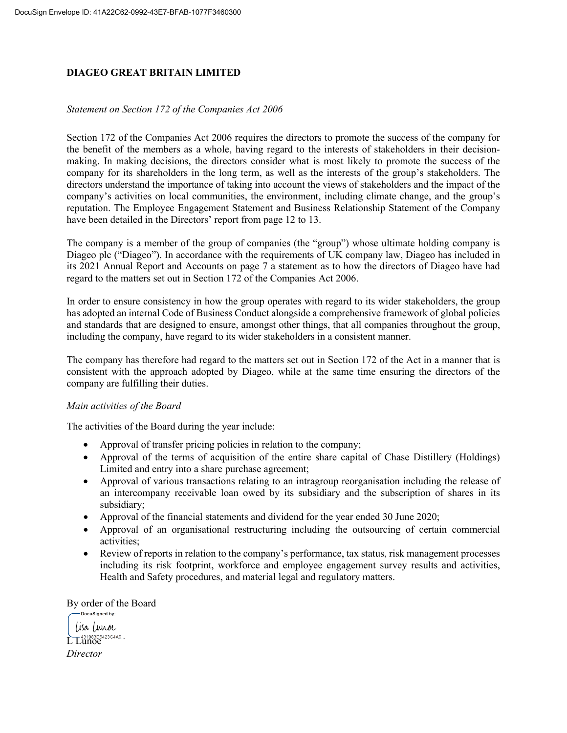# DIAGEO GREAT BRITAIN LIMITED

*Statement on Section 172 of the Companies Act 2006*

Section 172 of the Companies Act 2006 requires the directors to promote the success of the company for the benefit of the members as a whole, having regard to the interests of stakeholders in their decision-making. In making decisions, the directors consider what is most likely to promote the success of the company for its shareholders in the long term, as well as the interests of the group's stakeholders. The directors understand the importance of taking into account the views of stakeholders and the impact of the company's activities on local communities, the environment, including climate change, and the group's reputation. The Employee Engagement Statement and Business Relationship Statement of the Company have been detailed in the Directors' report from page 12 to 13.

The company is a member of the group of companies (the "group") whose ultimate holding company is Diageo plc ("Diageo"). In accordance with the requirements of UK company law, Diageo has included in its 2021 Annual Report and Accounts on page 7 a statement as to how the directors of Diageo have had regard to the matters set out in Section 172 of the Companies Act 2006.

In order to ensure consistency in how the group operates with regard to its wider stakeholders, the group has adopted an internal Code of Business Conduct alongside a comprehensive framework of global policies and standards that are designed to ensure, amongst other things, that all companies throughout the group, including the company, have regard to its wider stakeholders in a consistent manner.

The company has therefore had regard to the matters set out in Section 172 of the Act in a manner that is consistent with the approach adopted by Diageo, while at the same time ensuring the directors of the company are fulfilling their duties.

*Main activities of the Board*

The activities of the Board during the year include:

- Approval of transfer pricing policies in relation to the company;
- Approval of the terms of acquisition of the entire share capital of Chase Distillery (Holdings) Limited and entry into a share purchase agreement;
- Approval of various transactions relating to an intragroup reorganisation including the release of an intercompany receivable loan owed by its subsidiary and the subscription of shares in its subsidiary;
- Approval of the financial statements and dividend for the year ended 30 June 2020;
- Approval of an organisational restructuring including the outsourcing of certain commercial activities;
- Review of reports in relation to the company's performance, tax status, risk management processes including its risk footprint, workforce and employee engagement survey results and activities, Health and Safety procedures, and material legal and regulatory matters.

By order of the Board

DocuSigned by:
Lisa Lunoe
431983D6423C4A9...

L Lunoe
*Director*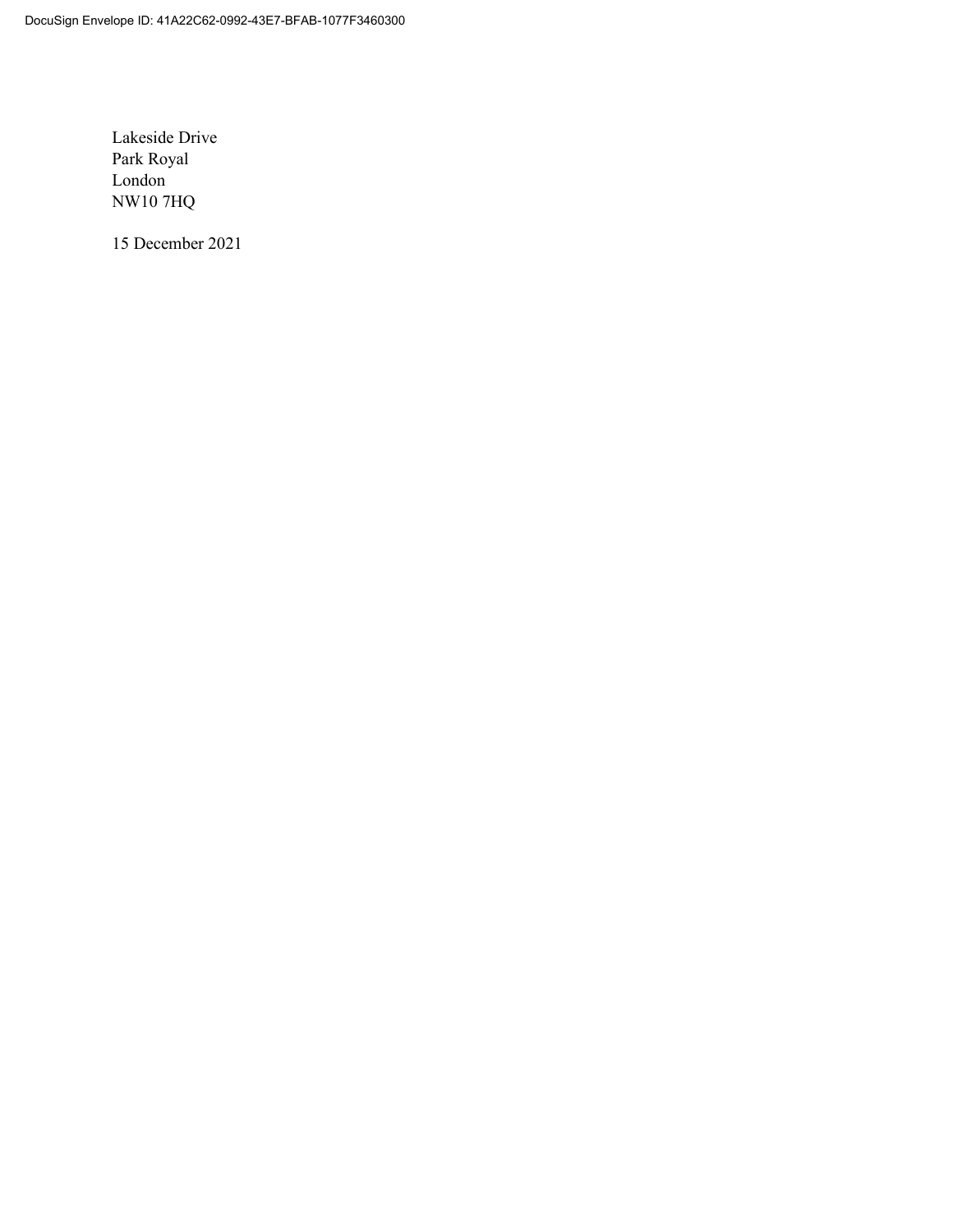DocuSign Envelope ID: 41A22C62-0992-43E7-BFAB-1077F3460300

Lakeside Drive
Park Royal
London
NW10 7HQ

15 December 2021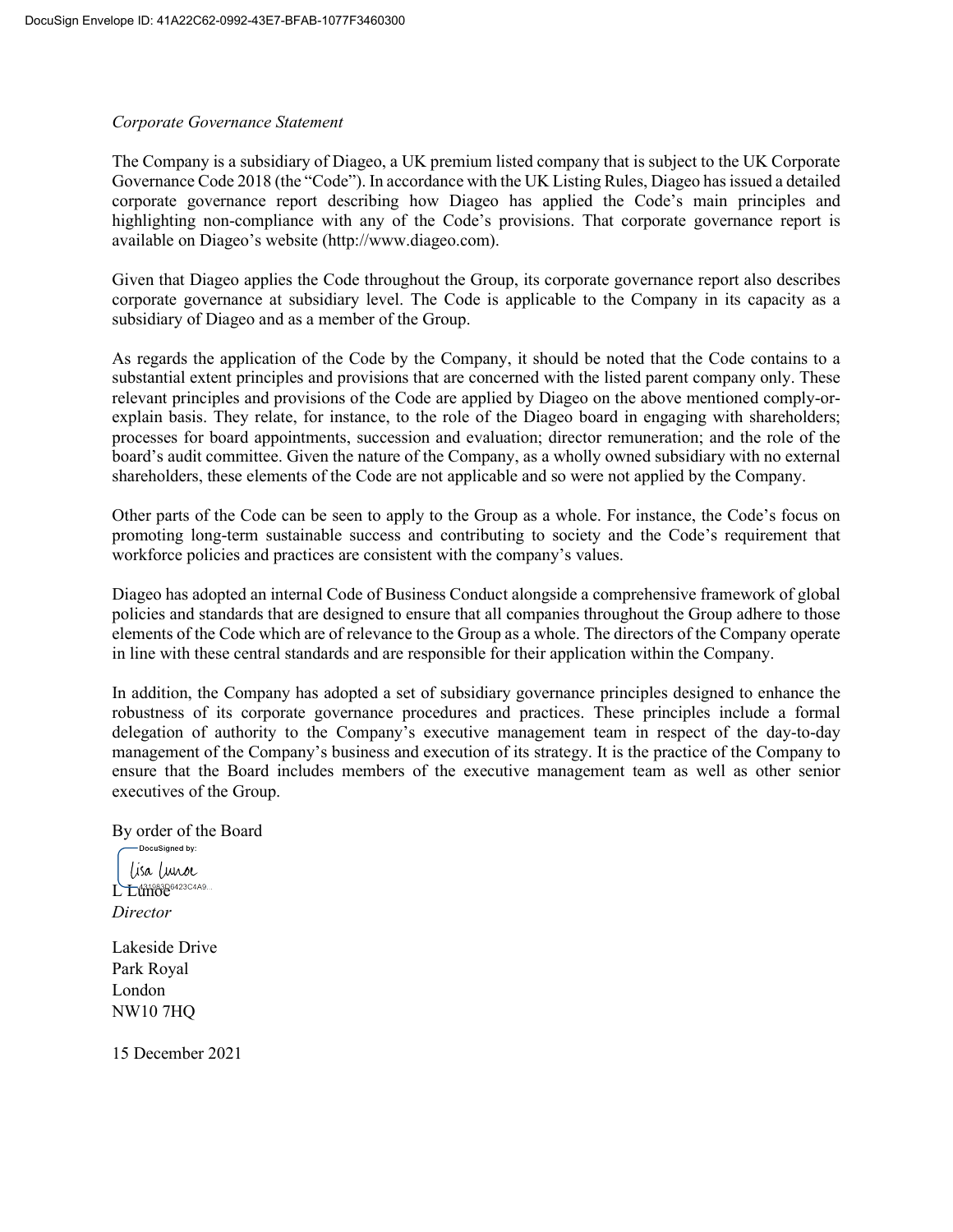DocuSign Envelope ID: 41A22C62-0992-43E7-BFAB-1077F3460300

*Corporate Governance Statement*

The Company is a subsidiary of Diageo, a UK premium listed company that is subject to the UK Corporate Governance Code 2018 (the "Code"). In accordance with the UK Listing Rules, Diageo has issued a detailed corporate governance report describing how Diageo has applied the Code's main principles and highlighting non-compliance with any of the Code's provisions. That corporate governance report is available on Diageo's website (http://www.diageo.com).

Given that Diageo applies the Code throughout the Group, its corporate governance report also describes corporate governance at subsidiary level. The Code is applicable to the Company in its capacity as a subsidiary of Diageo and as a member of the Group.

As regards the application of the Code by the Company, it should be noted that the Code contains to a substantial extent principles and provisions that are concerned with the listed parent company only. These relevant principles and provisions of the Code are applied by Diageo on the above mentioned comply-or-explain basis. They relate, for instance, to the role of the Diageo board in engaging with shareholders; processes for board appointments, succession and evaluation; director remuneration; and the role of the board's audit committee. Given the nature of the Company, as a wholly owned subsidiary with no external shareholders, these elements of the Code are not applicable and so were not applied by the Company.

Other parts of the Code can be seen to apply to the Group as a whole. For instance, the Code's focus on promoting long-term sustainable success and contributing to society and the Code's requirement that workforce policies and practices are consistent with the company's values.

Diageo has adopted an internal Code of Business Conduct alongside a comprehensive framework of global policies and standards that are designed to ensure that all companies throughout the Group adhere to those elements of the Code which are of relevance to the Group as a whole. The directors of the Company operate in line with these central standards and are responsible for their application within the Company.

In addition, the Company has adopted a set of subsidiary governance principles designed to enhance the robustness of its corporate governance procedures and practices. These principles include a formal delegation of authority to the Company's executive management team in respect of the day-to-day management of the Company's business and execution of its strategy. It is the practice of the Company to ensure that the Board includes members of the executive management team as well as other senior executives of the Group.

By order of the Board

DocuSigned by:
Lisa Lunoe
431963D6423C4A9...

L Lunoe
*Director*

Lakeside Drive
Park Royal
London
NW10 7HQ

15 December 2021